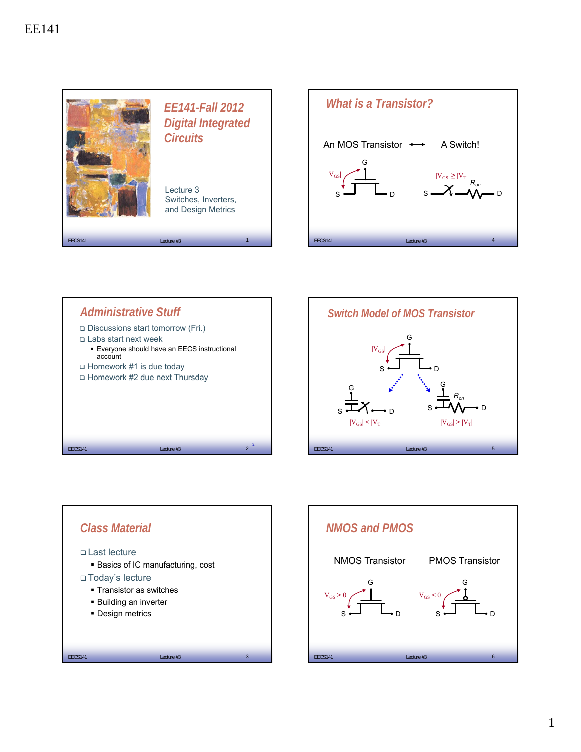EE141

# EE141-Fall 2012
# Digital Integrated Circuits

Lecture 3
Switches, Inverters, and Design Metrics

## Administrative Stuff

- Discussions start tomorrow (Fri.)
- Labs start next week
  - Everyone should have an EECS instructional account
- Homework #1 is due today
- Homework #2 due next Thursday

## Class Material

- Last lecture
  - Basics of IC manufacturing, cost
- Today's lecture
  - Transistor as switches
  - Building an inverter
  - Design metrics

## What is a Transistor?

An MOS Transistor ⟷ A Switch!

G

$|V_{GS}|$

S D

$|V_{GS}| \geq |V_T|$

$R_{on}$

S D

## Switch Model of MOS Transistor

G

$|V_{GS}|$

S D

G

S D

$|V_{GS}| < |V_T|$

G

$R_{on}$

S D

$|V_{GS}| > |V_T|$

## NMOS and PMOS

NMOS Transistor

G

$V_{GS} > 0$

S D

PMOS Transistor

G

$V_{GS} < 0$

S D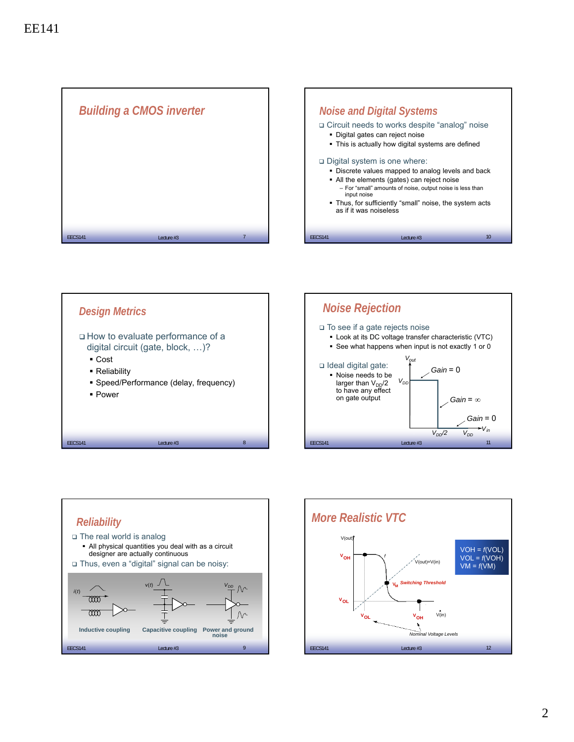## Building a CMOS inverter

## Noise and Digital Systems

- Circuit needs to works despite "analog" noise
  - Digital gates can reject noise
  - This is actually how digital systems are defined
- Digital system is one where:
  - Discrete values mapped to analog levels and back
  - All the elements (gates) can reject noise
    - For "small" amounts of noise, output noise is less than input noise
  - Thus, for sufficiently "small" noise, the system acts as if it was noiseless

## Design Metrics

- How to evaluate performance of a digital circuit (gate, block, …)?
  - Cost
  - Reliability
  - Speed/Performance (delay, frequency)
  - Power

## Noise Rejection

- To see if a gate rejects noise
  - Look at its DC voltage transfer characteristic (VTC)
  - See what happens when input is not exactly 1 or 0
- Ideal digital gate:
  - Noise needs to be larger than $V_{DD}/2$ to have any effect on gate output

$V_{out}$

$V_{DD}$

Gain = 0

Gain = ∞

Gain = 0

$V_{DD}/2$

$V_{DD}$

$V_{in}$

## Reliability

- The real world is analog
  - All physical quantities you deal with as a circuit designer are actually continuous
- Thus, even a "digital" signal can be noisy:

$i(t)$

$v(t)$

$V_{DD}$

Inductive coupling

Capacitive coupling

Power and ground noise

## More Realistic VTC

V(out)

$V_{OH}$

$f$

V(out)=V(in)

$V_M$ Switching Threshold

$V_{OL}$

$V_{OL}$

$V_{OH}$

V(in)

Nominal Voltage Levels

VOH = f(VOL)
VOL = f(VOH)
VM = f(VM)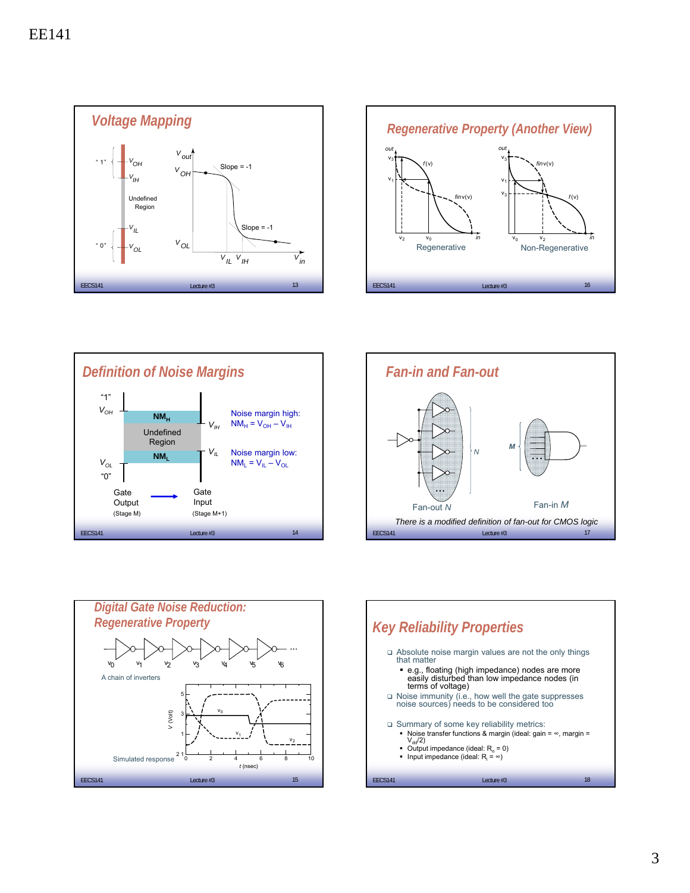## Voltage Mapping

“1” $V_{OH}$

$V_{IH}$

Undefined Region

$V_{IL}$

“0” $V_{OL}$

$V_{out}$

$V_{OH}$

Slope = -1

Slope = -1

$V_{OL}$

$V_{IL}$ $V_{IH}$ $V_{in}$

## Regenerative Property (Another View)

out

$v_3$

$v_1$

$f(v)$

$finv(v)$

$v_2$ $v_0$ in

Regenerative

out

$v_3$

$v_1$

$v_3$

$finv(v)$

$f(v)$

$v_0$ $v_2$ in

Non-Regenerative

## Definition of Noise Margins

“1”

$V_{OH}$

$NM_H$

Undefined Region

$NM_L$

$V_{OL}$

“0”

$V_{IH}$

$V_{IL}$

Noise margin high: $NM_H = V_{OH} - V_{IH}$

Noise margin low: $NM_L = V_{IL} - V_{OL}$

Gate Output (Stage M)

Gate Input (Stage M+1)

## Fan-in and Fan-out

N

M

Fan-out N

Fan-in M

*There is a modified definition of fan-out for CMOS logic*

## Digital Gate Noise Reduction: Regenerative Property

$v_0$ $v_1$ $v_2$ $v_3$ $v_4$ $v_5$ $v_6$

A chain of inverters

V (Volt)

5

3

1

2

0 2 4 6 8 10

t (nsec)

$v_0$

$v_1$

$v_2$

Simulated response

## Key Reliability Properties

- Absolute noise margin values are not the only things that matter
  - e.g., floating (high impedance) nodes are more easily disturbed than low impedance nodes (in terms of voltage)
- Noise immunity (i.e., how well the gate suppresses noise sources) needs to be considered too
- Summary of some key reliability metrics:
  - Noise transfer functions & margin (ideal: gain = ∞, margin = $V_{dd}/2$)
  - Output impedance (ideal: $R_o = 0$)
  - Input impedance (ideal: $R_i = \infty$)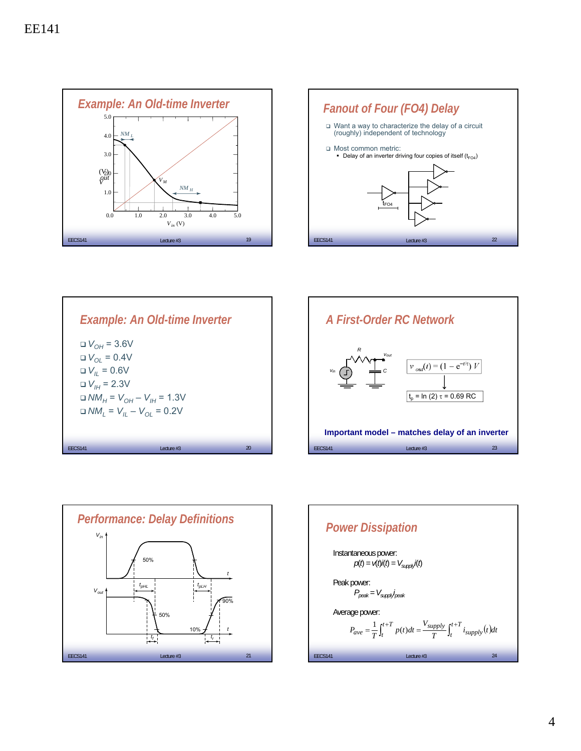EE141

## Example: An Old-time Inverter

5.0
4.0
3.0
2.0
1.0
0.0

$NM_L$

$V_M$

$NM_H$

$V_{out}$ (V)

1.0 2.0 3.0 4.0 5.0

$V_{in}$ (V)

## Fanout of Four (FO4) Delay

- Want a way to characterize the delay of a circuit (roughly) independent of technology
- Most common metric:
  - Delay of an inverter driving four copies of itself ($t_{FO4}$)

$t_{FO4}$

## Example: An Old-time Inverter

- $V_{OH}$ = 3.6V
- $V_{OL}$ = 0.4V
- $V_{IL}$ = 0.6V
- $V_{IH}$ = 2.3V
- $NM_H = V_{OH} - V_{IH}$ = 1.3V
- $NM_L = V_{IL} - V_{OL}$ = 0.2V

## A First-Order RC Network

R

$V_{out}$

$V_{in}$

C

$$v_{out}(t) = (1 - e^{-t/\tau})\, V$$

$$t_p = \ln(2)\,\tau = 0.69\, RC$$

**Important model – matches delay of an inverter**

## Performance: Delay Definitions

$V_{in}$

50%

t

$V_{out}$

$t_{pHL}$

$t_{pLH}$

90%

50%

10%

t

$t_f$

$t_r$

## Power Dissipation

Instantaneous power:

$$p(t) = v(t)i(t) = V_{supply}i(t)$$

Peak power:

$$P_{peak} = V_{supply}i_{peak}$$

Average power:

$$P_{ave} = \frac{1}{T}\int_t^{t+T} p(t)dt = \frac{V_{supply}}{T}\int_t^{t+T} i_{supply}(t)dt$$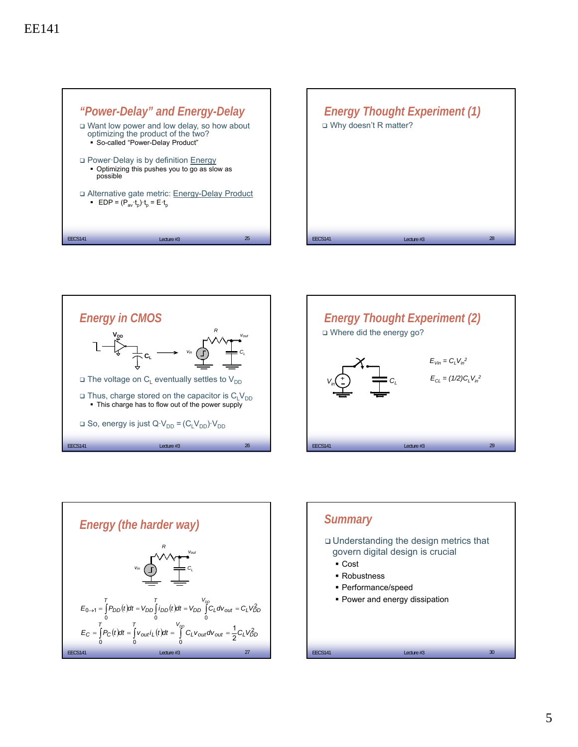EE141

## "Power-Delay" and Energy-Delay

- Want low power and low delay, so how about optimizing the product of the two?
  - So-called "Power-Delay Product"
- Power·Delay is by definition Energy
  - Optimizing this pushes you to go as slow as possible
- Alternative gate metric: Energy-Delay Product
  - $EDP = (P_{av} \cdot t_p) \cdot t_p = E \cdot t_p$

## Energy in CMOS

$V_{DD}$, $C_L$, $R$, $V_{in}$, $v_{out}$, $C_L$

- The voltage on $C_L$ eventually settles to $V_{DD}$
- Thus, charge stored on the capacitor is $C_L V_{DD}$
  - This charge has to flow out of the power supply
- So, energy is just $Q \cdot V_{DD} = (C_L V_{DD}) \cdot V_{DD}$

## Energy (the harder way)

$R$, $v_{out}$, $V_{in}$, $C_L$

$$E_{0\rightarrow 1} = \int_0^T P_{DD}(t)dt = V_{DD}\int_0^T i_{DD}(t)dt = V_{DD}\int_0^{V_{DD}} C_L dv_{out} = C_L V_{DD}^2$$

$$E_C = \int_0^T P_C(t)dt = \int_0^T v_{out} i_L(t)dt = \int_0^{V_{DD}} C_L v_{out} dv_{out} = \frac{1}{2} C_L V_{DD}^2$$

## Energy Thought Experiment (1)

- Why doesn't R matter?

## Energy Thought Experiment (2)

- Where did the energy go?

$V_{in}$, $C_L$

$E_{Vin} = C_L V_{in}^2$

$E_{CL} = (1/2) C_L V_{in}^2$

## Summary

- Understanding the design metrics that govern digital design is crucial
  - Cost
  - Robustness
  - Performance/speed
  - Power and energy dissipation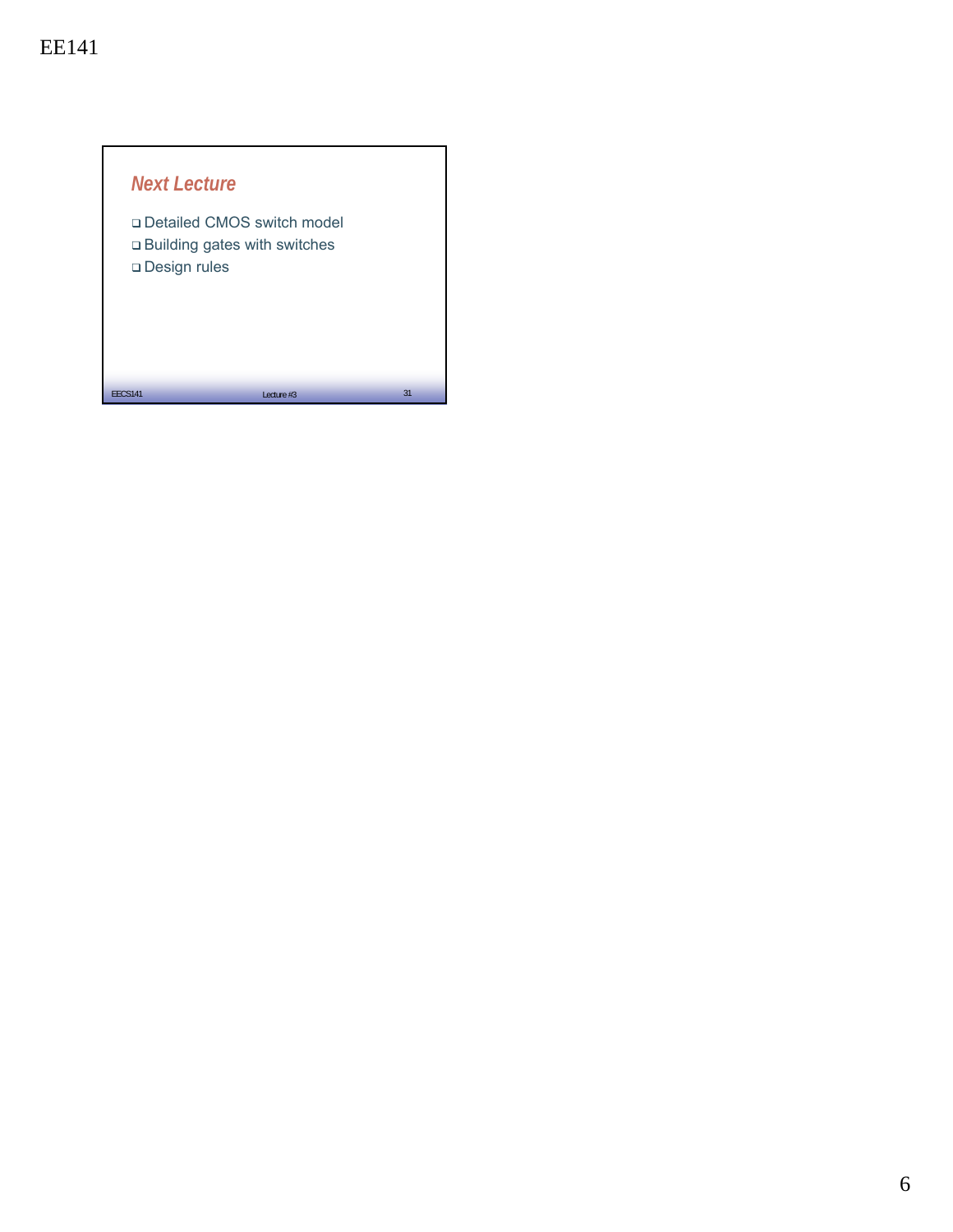## Next Lecture

- Detailed CMOS switch model
- Building gates with switches
- Design rules